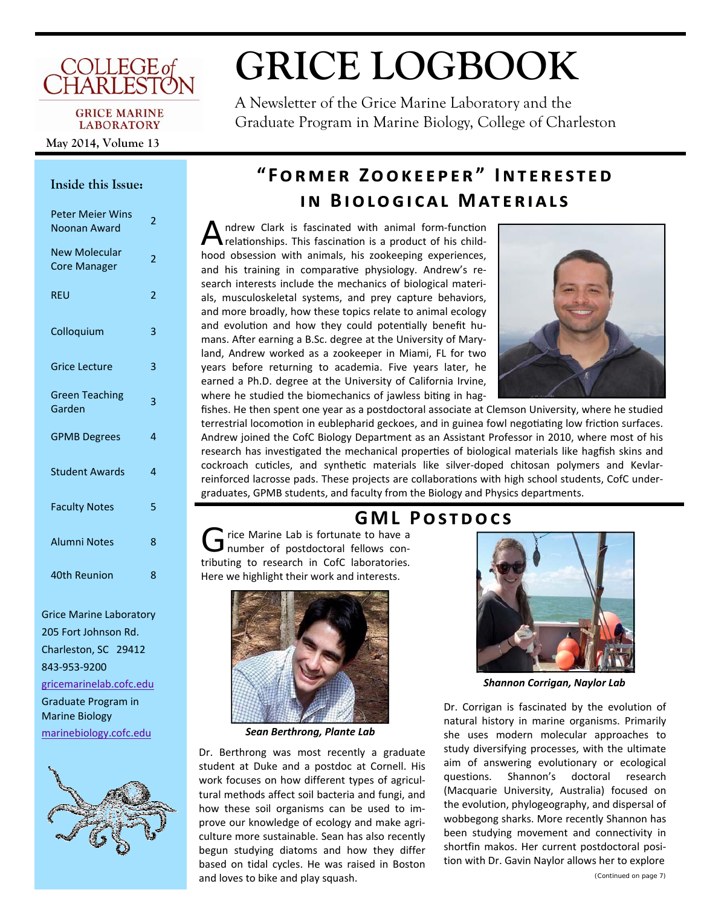# GRICE LOGBOOK

COLLEGE of CHARLESTON

GRICE MARINE LABORATORY

May 2014, Volume 13

A Newsletter of the Grice Marine Laboratory and the Graduate Program in Marine Biology, College of Charleston

**Inside this Issue:**

| | |
|---|---|
| Peter Meier Wins Noonan Award | 2 |
| New Molecular Core Manager | 2 |
| REU | 2 |
| Colloquium | 3 |
| Grice Lecture | 3 |
| Green Teaching Garden | 3 |
| GPMB Degrees | 4 |
| Student Awards | 4 |
| Faculty Notes | 5 |
| Alumni Notes | 8 |
| 40th Reunion | 8 |

Grice Marine Laboratory
205 Fort Johnson Rd.
Charleston, SC 29412
843-953-9200
gricemarinelab.cofc.edu
Graduate Program in Marine Biology
marinebiology.cofc.edu

## "Former Zookeeper" Interested in Biological Materials

Andrew Clark is fascinated with animal form-function relationships. This fascination is a product of his childhood obsession with animals, his zookeeping experiences, and his training in comparative physiology. Andrew's research interests include the mechanics of biological materials, musculoskeletal systems, and prey capture behaviors, and more broadly, how these topics relate to animal ecology and evolution and how they could potentially benefit humans. After earning a B.Sc. degree at the University of Maryland, Andrew worked as a zookeeper in Miami, FL for two years before returning to academia. Five years later, he earned a Ph.D. degree at the University of California Irvine, where he studied the biomechanics of jawless biting in hagfishes. He then spent one year as a postdoctoral associate at Clemson University, where he studied terrestrial locomotion in eublepharid geckoes, and in guinea fowl negotiating low friction surfaces. Andrew joined the CofC Biology Department as an Assistant Professor in 2010, where most of his research has investigated the mechanical properties of biological materials like hagfish skins and cockroach cuticles, and synthetic materials like silver-doped chitosan polymers and Kevlar-reinforced lacrosse pads. These projects are collaborations with high school students, CofC undergraduates, GPMB students, and faculty from the Biology and Physics departments.

## GML Postdocs

Grice Marine Lab is fortunate to have a number of postdoctoral fellows contributing to research in CofC laboratories. Here we highlight their work and interests.

***Sean Berthrong, Plante Lab***

Dr. Berthrong was most recently a graduate student at Duke and a postdoc at Cornell. His work focuses on how different types of agricultural methods affect soil bacteria and fungi, and how these soil organisms can be used to improve our knowledge of ecology and make agriculture more sustainable. Sean has also recently begun studying diatoms and how they differ based on tidal cycles. He was raised in Boston and loves to bike and play squash.

***Shannon Corrigan, Naylor Lab***

Dr. Corrigan is fascinated by the evolution of natural history in marine organisms. Primarily she uses modern molecular approaches to study diversifying processes, with the ultimate aim of answering evolutionary or ecological questions. Shannon's doctoral research (Macquarie University, Australia) focused on the evolution, phylogeography, and dispersal of wobbegong sharks. More recently Shannon has been studying movement and connectivity in shortfin makos. Her current postdoctoral position with Dr. Gavin Naylor allows her to explore

(Continued on page 7)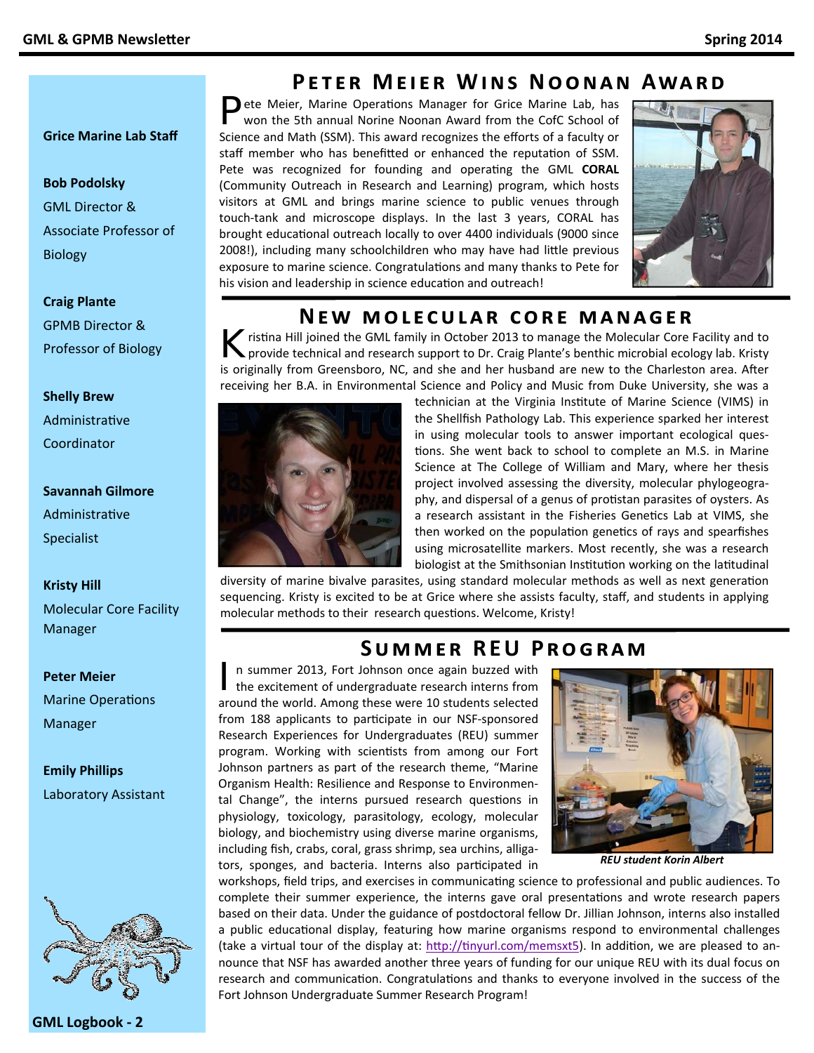## Grice Marine Lab Staff

**Bob Podolsky**
GML Director & Associate Professor of Biology

**Craig Plante**
GPMB Director & Professor of Biology

**Shelly Brew**
Administrative Coordinator

**Savannah Gilmore**
Administrative Specialist

**Kristy Hill**
Molecular Core Facility Manager

**Peter Meier**
Marine Operations Manager

**Emily Phillips**
Laboratory Assistant

# Peter Meier Wins Noonan Award

Pete Meier, Marine Operations Manager for Grice Marine Lab, has won the 5th annual Norine Noonan Award from the CofC School of Science and Math (SSM). This award recognizes the efforts of a faculty or staff member who has benefitted or enhanced the reputation of SSM. Pete was recognized for founding and operating the GML **CORAL** (Community Outreach in Research and Learning) program, which hosts visitors at GML and brings marine science to public venues through touch-tank and microscope displays. In the last 3 years, CORAL has brought educational outreach locally to over 4400 individuals (9000 since 2008!), including many schoolchildren who may have had little previous exposure to marine science. Congratulations and many thanks to Pete for his vision and leadership in science education and outreach!

# New Molecular Core Manager

Kristina Hill joined the GML family in October 2013 to manage the Molecular Core Facility and to provide technical and research support to Dr. Craig Plante's benthic microbial ecology lab. Kristy is originally from Greensboro, NC, and she and her husband are new to the Charleston area. After receiving her B.A. in Environmental Science and Policy and Music from Duke University, she was a technician at the Virginia Institute of Marine Science (VIMS) in the Shellfish Pathology Lab. This experience sparked her interest in using molecular tools to answer important ecological questions. She went back to school to complete an M.S. in Marine Science at The College of William and Mary, where her thesis project involved assessing the diversity, molecular phylogeography, and dispersal of a genus of protistan parasites of oysters. As a research assistant in the Fisheries Genetics Lab at VIMS, she then worked on the population genetics of rays and spearfishes using microsatellite markers. Most recently, she was a research biologist at the Smithsonian Institution working on the latitudinal diversity of marine bivalve parasites, using standard molecular methods as well as next generation sequencing. Kristy is excited to be at Grice where she assists faculty, staff, and students in applying molecular methods to their research questions. Welcome, Kristy!

# Summer REU Program

In summer 2013, Fort Johnson once again buzzed with the excitement of undergraduate research interns from around the world. Among these were 10 students selected from 188 applicants to participate in our NSF-sponsored Research Experiences for Undergraduates (REU) summer program. Working with scientists from among our Fort Johnson partners as part of the research theme, "Marine Organism Health: Resilience and Response to Environmental Change", the interns pursued research questions in physiology, toxicology, parasitology, ecology, molecular biology, and biochemistry using diverse marine organisms, including fish, crabs, coral, grass shrimp, sea urchins, alligators, sponges, and bacteria. Interns also participated in workshops, field trips, and exercises in communicating science to professional and public audiences. To complete their summer experience, the interns gave oral presentations and wrote research papers based on their data. Under the guidance of postdoctoral fellow Dr. Jillian Johnson, interns also installed a public educational display, featuring how marine organisms respond to environmental challenges (take a virtual tour of the display at: http://tinyurl.com/memsxt5). In addition, we are pleased to announce that NSF has awarded another three years of funding for our unique REU with its dual focus on research and communication. Congratulations and thanks to everyone involved in the success of the Fort Johnson Undergraduate Summer Research Program!

*REU student Korin Albert*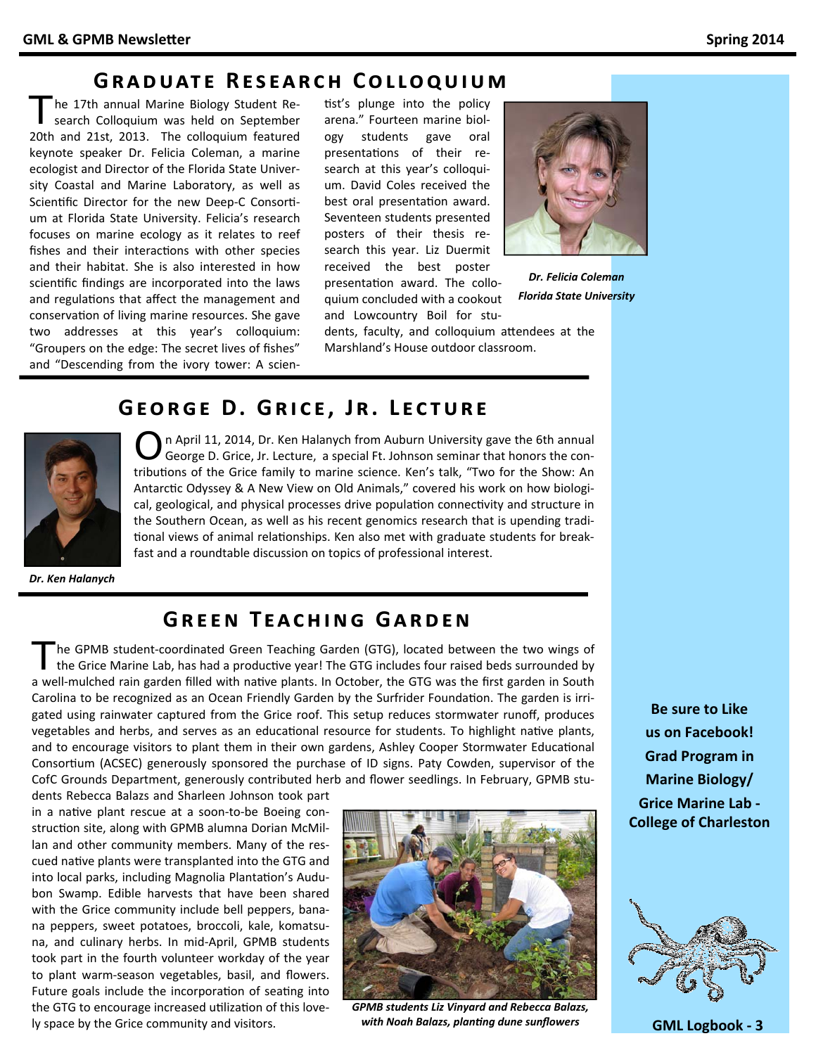## Graduate Research Colloquium

The 17th annual Marine Biology Student Research Colloquium was held on September 20th and 21st, 2013. The colloquium featured keynote speaker Dr. Felicia Coleman, a marine ecologist and Director of the Florida State University Coastal and Marine Laboratory, as well as Scientific Director for the new Deep-C Consortium at Florida State University. Felicia's research focuses on marine ecology as it relates to reef fishes and their interactions with other species and their habitat. She is also interested in how scientific findings are incorporated into the laws and regulations that affect the management and conservation of living marine resources. She gave two addresses at this year's colloquium: "Groupers on the edge: The secret lives of fishes" and "Descending from the ivory tower: A scientist's plunge into the policy arena." Fourteen marine biology students gave oral presentations of their research at this year's colloquium. David Coles received the best oral presentation award. Seventeen students presented posters of their thesis research this year. Liz Duermit received the best poster presentation award. The colloquium concluded with a cookout and Lowcountry Boil for students, faculty, and colloquium attendees at the Marshland's House outdoor classroom.

*Dr. Felicia Coleman*
*Florida State University*

## George D. Grice, Jr. Lecture

On April 11, 2014, Dr. Ken Halanych from Auburn University gave the 6th annual George D. Grice, Jr. Lecture, a special Ft. Johnson seminar that honors the contributions of the Grice family to marine science. Ken's talk, "Two for the Show: An Antarctic Odyssey & A New View on Old Animals," covered his work on how biological, geological, and physical processes drive population connectivity and structure in the Southern Ocean, as well as his recent genomics research that is upending traditional views of animal relationships. Ken also met with graduate students for breakfast and a roundtable discussion on topics of professional interest.

*Dr. Ken Halanych*

## Green Teaching Garden

The GPMB student-coordinated Green Teaching Garden (GTG), located between the two wings of the Grice Marine Lab, has had a productive year! The GTG includes four raised beds surrounded by a well-mulched rain garden filled with native plants. In October, the GTG was the first garden in South Carolina to be recognized as an Ocean Friendly Garden by the Surfrider Foundation. The garden is irrigated using rainwater captured from the Grice roof. This setup reduces stormwater runoff, produces vegetables and herbs, and serves as an educational resource for students. To highlight native plants, and to encourage visitors to plant them in their own gardens, Ashley Cooper Stormwater Educational Consortium (ACSEC) generously sponsored the purchase of ID signs. Paty Cowden, supervisor of the CofC Grounds Department, generously contributed herb and flower seedlings. In February, GPMB students Rebecca Balazs and Sharleen Johnson took part in a native plant rescue at a soon-to-be Boeing construction site, along with GPMB alumna Dorian McMillan and other community members. Many of the rescued native plants were transplanted into the GTG and into local parks, including Magnolia Plantation's Audubon Swamp. Edible harvests that have been shared with the Grice community include bell peppers, banana peppers, sweet potatoes, broccoli, kale, komatsuna, and culinary herbs. In mid-April, GPMB students took part in the fourth volunteer workday of the year to plant warm-season vegetables, basil, and flowers. Future goals include the incorporation of seating into the GTG to encourage increased utilization of this lovely space by the Grice community and visitors.

*GPMB students Liz Vinyard and Rebecca Balazs, with Noah Balazs, planting dune sunflowers*

**Be sure to Like us on Facebook! Grad Program in Marine Biology/ Grice Marine Lab - College of Charleston**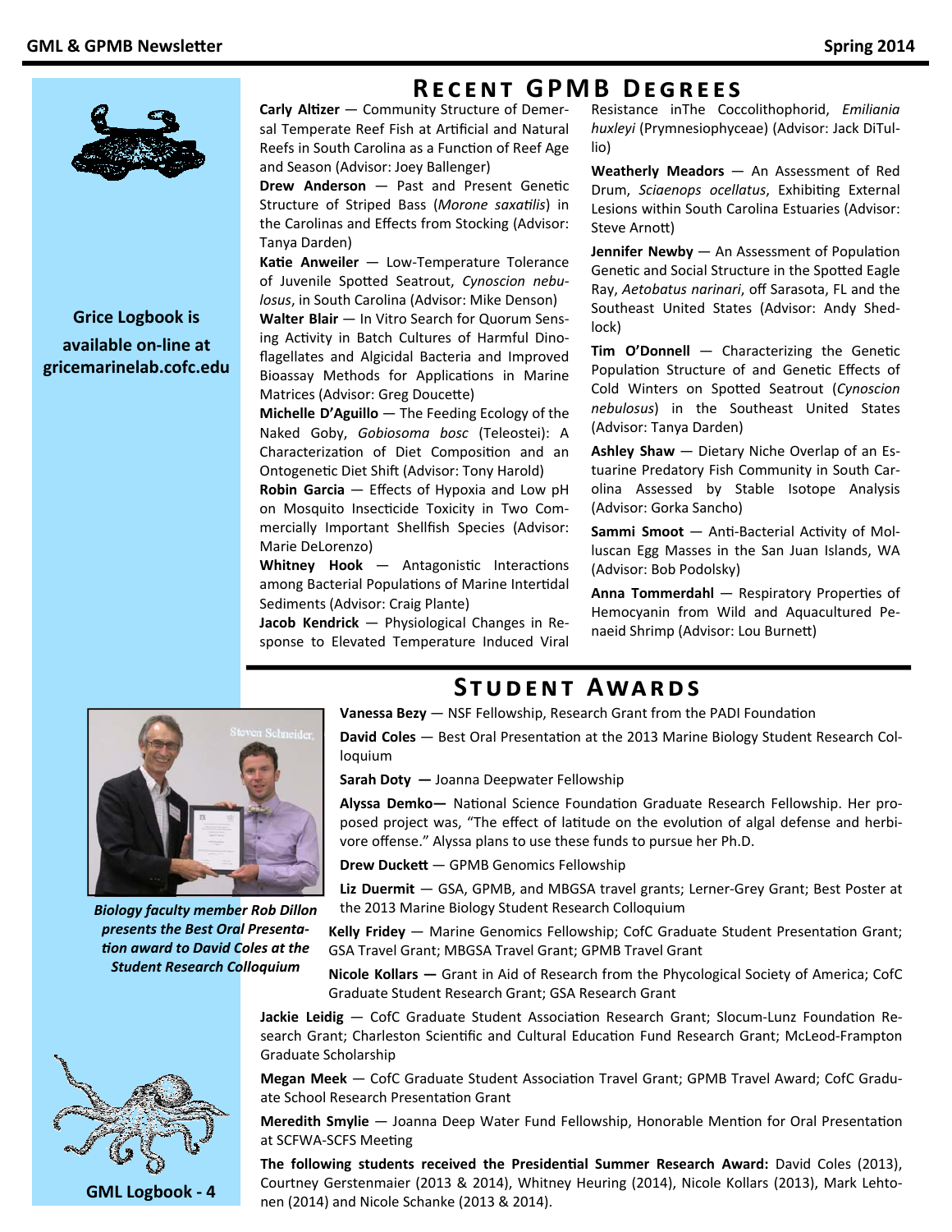Grice Logbook is available on-line at gricemarinelab.cofc.edu

# Recent GPMB Degrees

**Carly Altizer** — Community Structure of Demersal Temperate Reef Fish at Artificial and Natural Reefs in South Carolina as a Function of Reef Age and Season (Advisor: Joey Ballenger)

**Drew Anderson** — Past and Present Genetic Structure of Striped Bass (*Morone saxatilis*) in the Carolinas and Effects from Stocking (Advisor: Tanya Darden)

**Katie Anweiler** — Low-Temperature Tolerance of Juvenile Spotted Seatrout, *Cynoscion nebulosus*, in South Carolina (Advisor: Mike Denson)

**Walter Blair** — In Vitro Search for Quorum Sensing Activity in Batch Cultures of Harmful Dinoflagellates and Algicidal Bacteria and Improved Bioassay Methods for Applications in Marine Matrices (Advisor: Greg Doucette)

**Michelle D'Aguillo** — The Feeding Ecology of the Naked Goby, *Gobiosoma bosc* (Teleostei): A Characterization of Diet Composition and an Ontogenetic Diet Shift (Advisor: Tony Harold)

**Robin Garcia** — Effects of Hypoxia and Low pH on Mosquito Insecticide Toxicity in Two Commercially Important Shellfish Species (Advisor: Marie DeLorenzo)

**Whitney Hook** — Antagonistic Interactions among Bacterial Populations of Marine Intertidal Sediments (Advisor: Craig Plante)

**Jacob Kendrick** — Physiological Changes in Response to Elevated Temperature Induced Viral Resistance inThe Coccolithophorid, *Emiliania huxleyi* (Prymnesiophyceae) (Advisor: Jack DiTullio)

**Weatherly Meadors** — An Assessment of Red Drum, *Sciaenops ocellatus*, Exhibiting External Lesions within South Carolina Estuaries (Advisor: Steve Arnott)

**Jennifer Newby** — An Assessment of Population Genetic and Social Structure in the Spotted Eagle Ray, *Aetobatus narinari*, off Sarasota, FL and the Southeast United States (Advisor: Andy Shedlock)

**Tim O'Donnell** — Characterizing the Genetic Population Structure of and Genetic Effects of Cold Winters on Spotted Seatrout (*Cynoscion nebulosus*) in the Southeast United States (Advisor: Tanya Darden)

**Ashley Shaw** — Dietary Niche Overlap of an Estuarine Predatory Fish Community in South Carolina Assessed by Stable Isotope Analysis (Advisor: Gorka Sancho)

**Sammi Smoot** — Anti-Bacterial Activity of Molluscan Egg Masses in the San Juan Islands, WA (Advisor: Bob Podolsky)

**Anna Tommerdahl** — Respiratory Properties of Hemocyanin from Wild and Aquacultured Penaeid Shrimp (Advisor: Lou Burnett)

# Student Awards

*Biology faculty member Rob Dillon presents the Best Oral Presentation award to David Coles at the Student Research Colloquium*

**Vanessa Bezy** — NSF Fellowship, Research Grant from the PADI Foundation

**David Coles** — Best Oral Presentation at the 2013 Marine Biology Student Research Colloquium

**Sarah Doty** — Joanna Deepwater Fellowship

**Alyssa Demko**— National Science Foundation Graduate Research Fellowship. Her proposed project was, "The effect of latitude on the evolution of algal defense and herbivore offense." Alyssa plans to use these funds to pursue her Ph.D.

**Drew Duckett** — GPMB Genomics Fellowship

**Liz Duermit** — GSA, GPMB, and MBGSA travel grants; Lerner-Grey Grant; Best Poster at the 2013 Marine Biology Student Research Colloquium

**Kelly Fridey** — Marine Genomics Fellowship; CofC Graduate Student Presentation Grant; GSA Travel Grant; MBGSA Travel Grant; GPMB Travel Grant

**Nicole Kollars** — Grant in Aid of Research from the Phycological Society of America; CofC Graduate Student Research Grant; GSA Research Grant

**Jackie Leidig** — CofC Graduate Student Association Research Grant; Slocum-Lunz Foundation Research Grant; Charleston Scientific and Cultural Education Fund Research Grant; McLeod-Frampton Graduate Scholarship

**Megan Meek** — CofC Graduate Student Association Travel Grant; GPMB Travel Award; CofC Graduate School Research Presentation Grant

**Meredith Smylie** — Joanna Deep Water Fund Fellowship, Honorable Mention for Oral Presentation at SCFWA-SCFS Meeting

**The following students received the Presidential Summer Research Award:** David Coles (2013), Courtney Gerstenmaier (2013 & 2014), Whitney Heuring (2014), Nicole Kollars (2013), Mark Lehtonen (2014) and Nicole Schanke (2013 & 2014).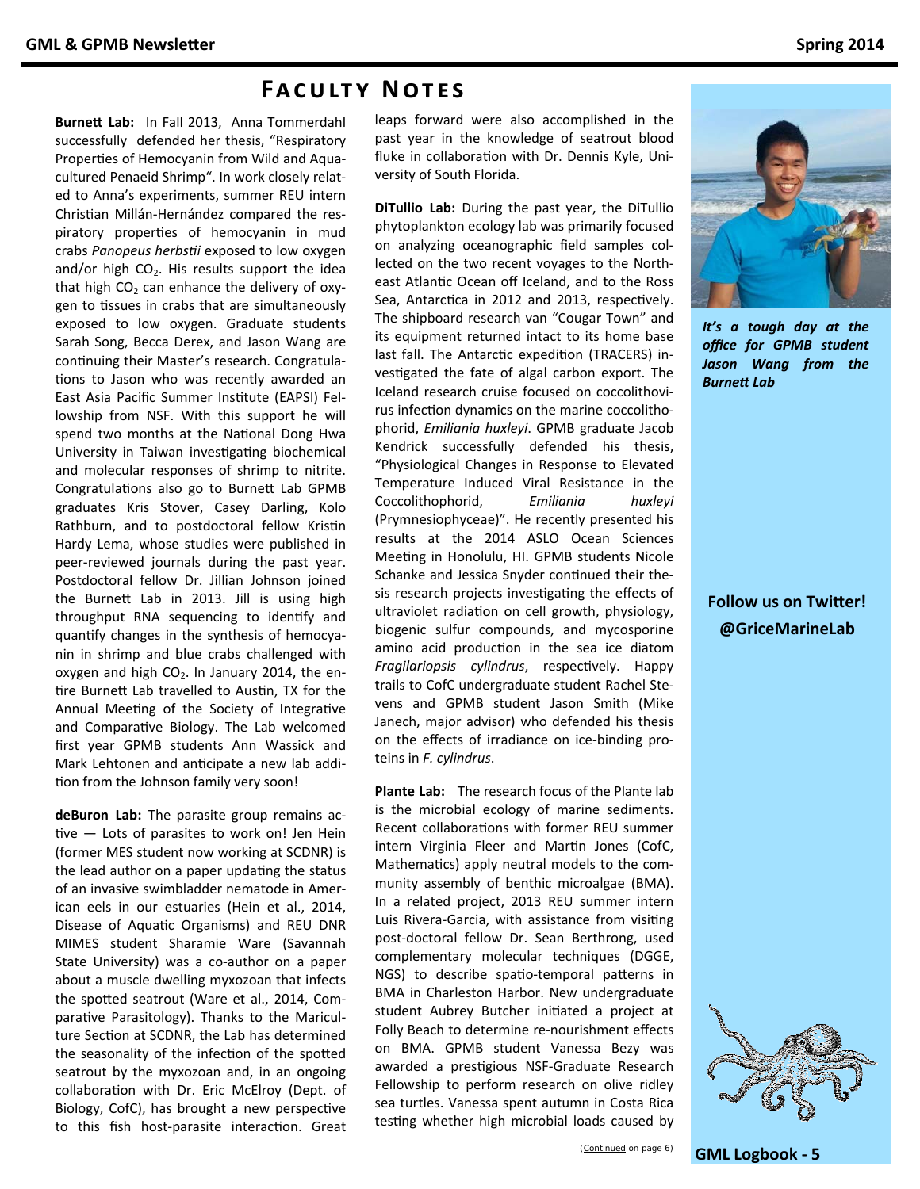# Faculty Notes

**Burnett Lab:** In Fall 2013, Anna Tommerdahl successfully defended her thesis, "Respiratory Properties of Hemocyanin from Wild and Aquacultured Penaeid Shrimp". In work closely related to Anna's experiments, summer REU intern Christian Millán-Hernández compared the respiratory properties of hemocyanin in mud crabs *Panopeus herbstii* exposed to low oxygen and/or high $CO_2$. His results support the idea that high $CO_2$ can enhance the delivery of oxygen to tissues in crabs that are simultaneously exposed to low oxygen. Graduate students Sarah Song, Becca Derex, and Jason Wang are continuing their Master's research. Congratulations to Jason who was recently awarded an East Asia Pacific Summer Institute (EAPSI) Fellowship from NSF. With this support he will spend two months at the National Dong Hwa University in Taiwan investigating biochemical and molecular responses of shrimp to nitrite. Congratulations also go to Burnett Lab GPMB graduates Kris Stover, Casey Darling, Kolo Rathburn, and to postdoctoral fellow Kristin Hardy Lema, whose studies were published in peer-reviewed journals during the past year. Postdoctoral fellow Dr. Jillian Johnson joined the Burnett Lab in 2013. Jill is using high throughput RNA sequencing to identify and quantify changes in the synthesis of hemocyanin in shrimp and blue crabs challenged with oxygen and high $CO_2$. In January 2014, the entire Burnett Lab travelled to Austin, TX for the Annual Meeting of the Society of Integrative and Comparative Biology. The Lab welcomed first year GPMB students Ann Wassick and Mark Lehtonen and anticipate a new lab addition from the Johnson family very soon!

**deBuron Lab:** The parasite group remains active — Lots of parasites to work on! Jen Hein (former MES student now working at SCDNR) is the lead author on a paper updating the status of an invasive swimbladder nematode in American eels in our estuaries (Hein et al., 2014, Disease of Aquatic Organisms) and REU DNR MIMES student Sharamie Ware (Savannah State University) was a co-author on a paper about a muscle dwelling myxozoan that infects the spotted seatrout (Ware et al., 2014, Comparative Parasitology). Thanks to the Mariculture Section at SCDNR, the Lab has determined the seasonality of the infection of the spotted seatrout by the myxozoan and, in an ongoing collaboration with Dr. Eric McElroy (Dept. of Biology, CofC), has brought a new perspective to this fish host-parasite interaction. Great leaps forward were also accomplished in the past year in the knowledge of seatrout blood fluke in collaboration with Dr. Dennis Kyle, University of South Florida.

**DiTullio Lab:** During the past year, the DiTullio phytoplankton ecology lab was primarily focused on analyzing oceanographic field samples collected on the two recent voyages to the Northeast Atlantic Ocean off Iceland, and to the Ross Sea, Antarctica in 2012 and 2013, respectively. The shipboard research van "Cougar Town" and its equipment returned intact to its home base last fall. The Antarctic expedition (TRACERS) investigated the fate of algal carbon export. The Iceland research cruise focused on coccolithovirus infection dynamics on the marine coccolithophorid, *Emiliania huxleyi*. GPMB graduate Jacob Kendrick successfully defended his thesis, "Physiological Changes in Response to Elevated Temperature Induced Viral Resistance in the Coccolithophorid, *Emiliania huxleyi* (Prymnesiophyceae)". He recently presented his results at the 2014 ASLO Ocean Sciences Meeting in Honolulu, HI. GPMB students Nicole Schanke and Jessica Snyder continued their thesis research projects investigating the effects of ultraviolet radiation on cell growth, physiology, biogenic sulfur compounds, and mycosporine amino acid production in the sea ice diatom *Fragilariopsis cylindrus*, respectively. Happy trails to CofC undergraduate student Rachel Stevens and GPMB student Jason Smith (Mike Janech, major advisor) who defended his thesis on the effects of irradiance on ice-binding proteins in *F. cylindrus*.

**Plante Lab:** The research focus of the Plante lab is the microbial ecology of marine sediments. Recent collaborations with former REU summer intern Virginia Fleer and Martin Jones (CofC, Mathematics) apply neutral models to the community assembly of benthic microalgae (BMA). In a related project, 2013 REU summer intern Luis Rivera-Garcia, with assistance from visiting post-doctoral fellow Dr. Sean Berthrong, used complementary molecular techniques (DGGE, NGS) to describe spatio-temporal patterns in BMA in Charleston Harbor. New undergraduate student Aubrey Butcher initiated a project at Folly Beach to determine re-nourishment effects on BMA. GPMB student Vanessa Bezy was awarded a prestigious NSF-Graduate Research Fellowship to perform research on olive ridley sea turtles. Vanessa spent autumn in Costa Rica testing whether high microbial loads caused by

(Continued on page 6)

***It's a tough day at the office for GPMB student Jason Wang from the Burnett Lab***

**Follow us on Twitter! @GriceMarineLab**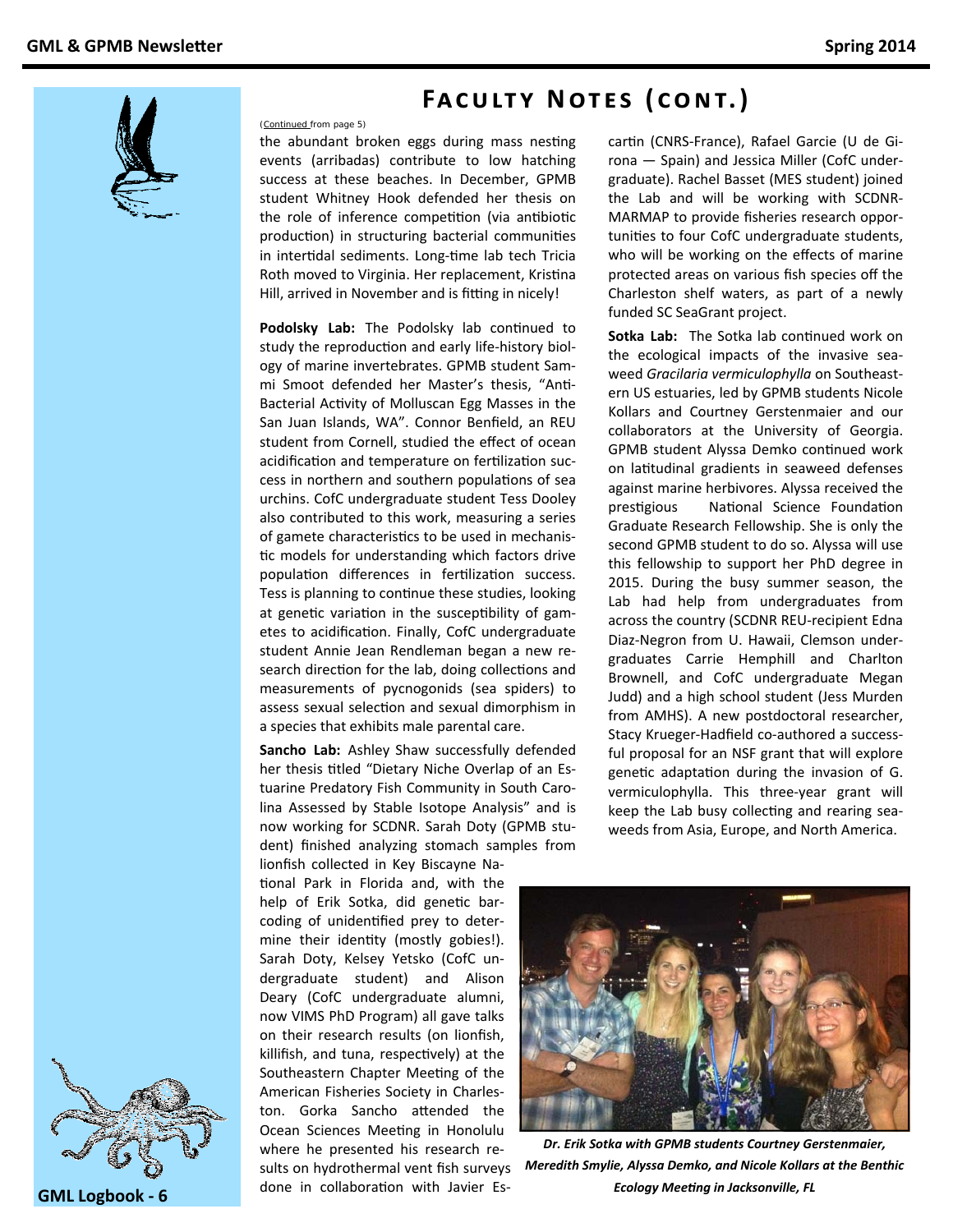# Faculty Notes (cont.)

(Continued from page 5)

the abundant broken eggs during mass nesting events (arribadas) contribute to low hatching success at these beaches. In December, GPMB student Whitney Hook defended her thesis on the role of inference competition (via antibiotic production) in structuring bacterial communities in intertidal sediments. Long-time lab tech Tricia Roth moved to Virginia. Her replacement, Kristina Hill, arrived in November and is fitting in nicely!

**Podolsky Lab:** The Podolsky lab continued to study the reproduction and early life-history biology of marine invertebrates. GPMB student Sammi Smoot defended her Master's thesis, "Anti-Bacterial Activity of Molluscan Egg Masses in the San Juan Islands, WA". Connor Benfield, an REU student from Cornell, studied the effect of ocean acidification and temperature on fertilization success in northern and southern populations of sea urchins. CofC undergraduate student Tess Dooley also contributed to this work, measuring a series of gamete characteristics to be used in mechanistic models for understanding which factors drive population differences in fertilization success. Tess is planning to continue these studies, looking at genetic variation in the susceptibility of gametes to acidification. Finally, CofC undergraduate student Annie Jean Rendleman began a new research direction for the lab, doing collections and measurements of pycnogonids (sea spiders) to assess sexual selection and sexual dimorphism in a species that exhibits male parental care.

**Sancho Lab:** Ashley Shaw successfully defended her thesis titled "Dietary Niche Overlap of an Estuarine Predatory Fish Community in South Carolina Assessed by Stable Isotope Analysis" and is now working for SCDNR. Sarah Doty (GPMB student) finished analyzing stomach samples from lionfish collected in Key Biscayne National Park in Florida and, with the help of Erik Sotka, did genetic barcoding of unidentified prey to determine their identity (mostly gobies!). Sarah Doty, Kelsey Yetsko (CofC undergraduate student) and Alison Deary (CofC undergraduate alumni, now VIMS PhD Program) all gave talks on their research results (on lionfish, killifish, and tuna, respectively) at the Southeastern Chapter Meeting of the American Fisheries Society in Charleston. Gorka Sancho attended the Ocean Sciences Meeting in Honolulu where he presented his research results on hydrothermal vent fish surveys done in collaboration with Javier Escartin (CNRS-France), Rafael Garcie (U de Girona — Spain) and Jessica Miller (CofC undergraduate). Rachel Basset (MES student) joined the Lab and will be working with SCDNR-MARMAP to provide fisheries research opportunities to four CofC undergraduate students, who will be working on the effects of marine protected areas on various fish species off the Charleston shelf waters, as part of a newly funded SC SeaGrant project.

**Sotka Lab:** The Sotka lab continued work on the ecological impacts of the invasive seaweed *Gracilaria vermiculophylla* on Southeastern US estuaries, led by GPMB students Nicole Kollars and Courtney Gerstenmaier and our collaborators at the University of Georgia. GPMB student Alyssa Demko continued work on latitudinal gradients in seaweed defenses against marine herbivores. Alyssa received the prestigious National Science Foundation Graduate Research Fellowship. She is only the second GPMB student to do so. Alyssa will use this fellowship to support her PhD degree in 2015. During the busy summer season, the Lab had help from undergraduates from across the country (SCDNR REU-recipient Edna Diaz-Negron from U. Hawaii, Clemson undergraduates Carrie Hemphill and Charlton Brownell, and CofC undergraduate Megan Judd) and a high school student (Jess Murden from AMHS). A new postdoctoral researcher, Stacy Krueger-Hadfield co-authored a successful proposal for an NSF grant that will explore genetic adaptation during the invasion of G. vermiculophylla. This three-year grant will keep the Lab busy collecting and rearing seaweeds from Asia, Europe, and North America.

*Dr. Erik Sotka with GPMB students Courtney Gerstenmaier, Meredith Smylie, Alyssa Demko, and Nicole Kollars at the Benthic Ecology Meeting in Jacksonville, FL*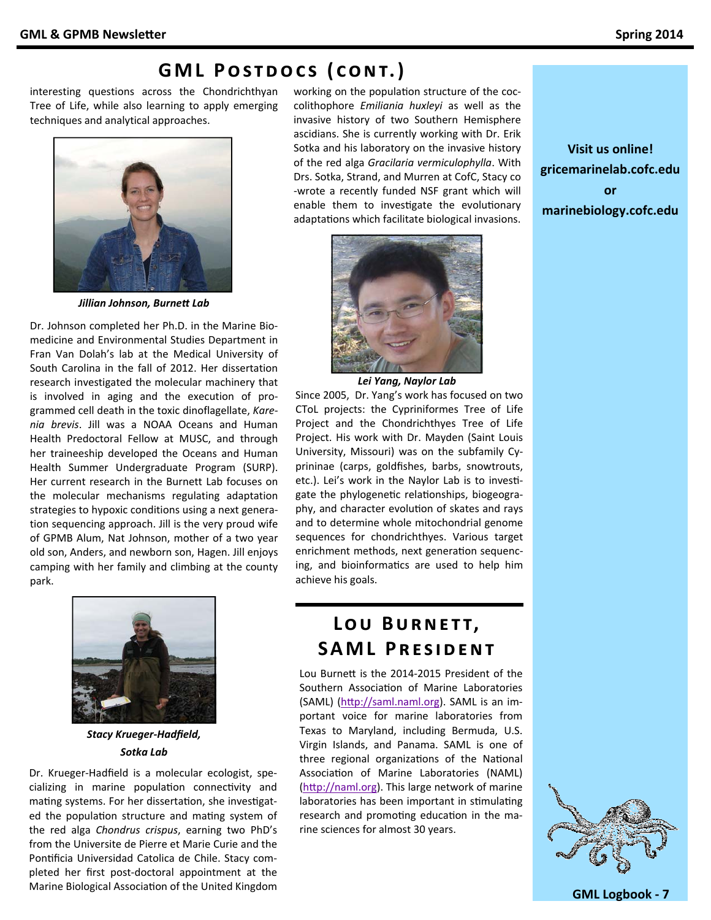## GML Postdocs (cont.)

interesting questions across the Chondrichthyan Tree of Life, while also learning to apply emerging techniques and analytical approaches.

***Jillian Johnson, Burnett Lab***

Dr. Johnson completed her Ph.D. in the Marine Biomedicine and Environmental Studies Department in Fran Van Dolah's lab at the Medical University of South Carolina in the fall of 2012. Her dissertation research investigated the molecular machinery that is involved in aging and the execution of programmed cell death in the toxic dinoflagellate, *Karenia brevis*. Jill was a NOAA Oceans and Human Health Predoctoral Fellow at MUSC, and through her traineeship developed the Oceans and Human Health Summer Undergraduate Program (SURP). Her current research in the Burnett Lab focuses on the molecular mechanisms regulating adaptation strategies to hypoxic conditions using a next generation sequencing approach. Jill is the very proud wife of GPMB Alum, Nat Johnson, mother of a two year old son, Anders, and newborn son, Hagen. Jill enjoys camping with her family and climbing at the county park.

***Stacy Krueger-Hadfield, Sotka Lab***

Dr. Krueger-Hadfield is a molecular ecologist, specializing in marine population connectivity and mating systems. For her dissertation, she investigated the population structure and mating system of the red alga *Chondrus crispus*, earning two PhD's from the Universite de Pierre et Marie Curie and the Pontificia Universidad Catolica de Chile. Stacy completed her first post-doctoral appointment at the Marine Biological Association of the United Kingdom working on the population structure of the coccolithophore *Emiliania huxleyi* as well as the invasive history of two Southern Hemisphere ascidians. She is currently working with Dr. Erik Sotka and his laboratory on the invasive history of the red alga *Gracilaria vermiculophylla*. With Drs. Sotka, Strand, and Murren at CofC, Stacy co-wrote a recently funded NSF grant which will enable them to investigate the evolutionary adaptations which facilitate biological invasions.

***Lei Yang, Naylor Lab***

Since 2005, Dr. Yang's work has focused on two CToL projects: the Cypriniformes Tree of Life Project and the Chondrichthyes Tree of Life Project. His work with Dr. Mayden (Saint Louis University, Missouri) was on the subfamily Cyprininae (carps, goldfishes, barbs, snowtrouts, etc.). Lei's work in the Naylor Lab is to investigate the phylogenetic relationships, biogeography, and character evolution of skates and rays and to determine whole mitochondrial genome sequences for chondrichthyes. Various target enrichment methods, next generation sequencing, and bioinformatics are used to help him achieve his goals.

## Lou Burnett, SAML President

Lou Burnett is the 2014-2015 President of the Southern Association of Marine Laboratories (SAML) (http://saml.naml.org). SAML is an important voice for marine laboratories from Texas to Maryland, including Bermuda, U.S. Virgin Islands, and Panama. SAML is one of three regional organizations of the National Association of Marine Laboratories (NAML) (http://naml.org). This large network of marine laboratories has been important in stimulating research and promoting education in the marine sciences for almost 30 years.

**Visit us online!**
**gricemarinelab.cofc.edu**
**or**
**marinebiology.cofc.edu**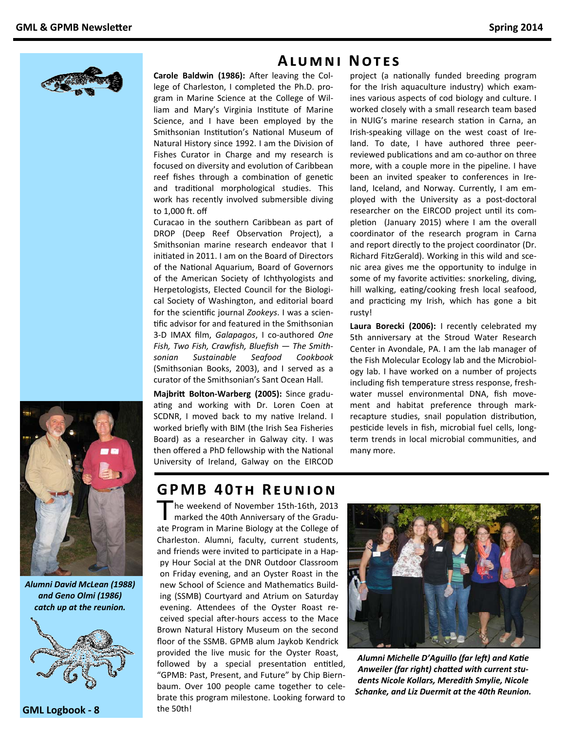# Alumni Notes

**Carole Baldwin (1986):** After leaving the College of Charleston, I completed the Ph.D. program in Marine Science at the College of William and Mary's Virginia Institute of Marine Science, and I have been employed by the Smithsonian Institution's National Museum of Natural History since 1992. I am the Division of Fishes Curator in Charge and my research is focused on diversity and evolution of Caribbean reef fishes through a combination of genetic and traditional morphological studies. This work has recently involved submersible diving to 1,000 ft. off Curacao in the southern Caribbean as part of DROP (Deep Reef Observation Project), a Smithsonian marine research endeavor that I initiated in 2011. I am on the Board of Directors of the National Aquarium, Board of Governors of the American Society of Ichthyologists and Herpetologists, Elected Council for the Biological Society of Washington, and editorial board for the scientific journal *Zookeys*. I was a scientific advisor for and featured in the Smithsonian 3-D IMAX film, *Galapagos*, I co-authored *One Fish, Two Fish, Crawfish, Bluefish — The Smithsonian Sustainable Seafood Cookbook* (Smithsonian Books, 2003), and I served as a curator of the Smithsonian's Sant Ocean Hall.

**Majbritt Bolton-Warberg (2005):** Since graduating and working with Dr. Loren Coen at SCDNR, I moved back to my native Ireland. I worked briefly with BIM (the Irish Sea Fisheries Board) as a researcher in Galway city. I was then offered a PhD fellowship with the National University of Ireland, Galway on the EIRCOD project (a nationally funded breeding program for the Irish aquaculture industry) which examines various aspects of cod biology and culture. I worked closely with a small research team based in NUIG's marine research station in Carna, an Irish-speaking village on the west coast of Ireland. To date, I have authored three peer-reviewed publications and am co-author on three more, with a couple more in the pipeline. I have been an invited speaker to conferences in Ireland, Iceland, and Norway. Currently, I am employed with the University as a post-doctoral researcher on the EIRCOD project until its completion (January 2015) where I am the overall coordinator of the research program in Carna and report directly to the project coordinator (Dr. Richard FitzGerald). Working in this wild and scenic area gives me the opportunity to indulge in some of my favorite activities: snorkeling, diving, hill walking, eating/cooking fresh local seafood, and practicing my Irish, which has gone a bit rusty!

**Laura Borecki (2006):** I recently celebrated my 5th anniversary at the Stroud Water Research Center in Avondale, PA. I am the lab manager of the Fish Molecular Ecology lab and the Microbiology lab. I have worked on a number of projects including fish temperature stress response, freshwater mussel environmental DNA, fish movement and habitat preference through mark-recapture studies, snail population distribution, pesticide levels in fish, microbial fuel cells, long-term trends in local microbial communities, and many more.

*Alumni David McLean (1988) and Geno Olmi (1986) catch up at the reunion.*

# GPMB 40th Reunion

The weekend of November 15th-16th, 2013 marked the 40th Anniversary of the Graduate Program in Marine Biology at the College of Charleston. Alumni, faculty, current students, and friends were invited to participate in a Happy Hour Social at the DNR Outdoor Classroom on Friday evening, and an Oyster Roast in the new School of Science and Mathematics Building (SSMB) Courtyard and Atrium on Saturday evening. Attendees of the Oyster Roast received special after-hours access to the Mace Brown Natural History Museum on the second floor of the SSMB. GPMB alum Jaykob Kendrick provided the live music for the Oyster Roast, followed by a special presentation entitled, "GPMB: Past, Present, and Future" by Chip Biernbaum. Over 100 people came together to celebrate this program milestone. Looking forward to the 50th!

*Alumni Michelle D'Aguillo (far left) and Katie Anweiler (far right) chatted with current students Nicole Kollars, Meredith Smylie, Nicole Schanke, and Liz Duermit at the 40th Reunion.*